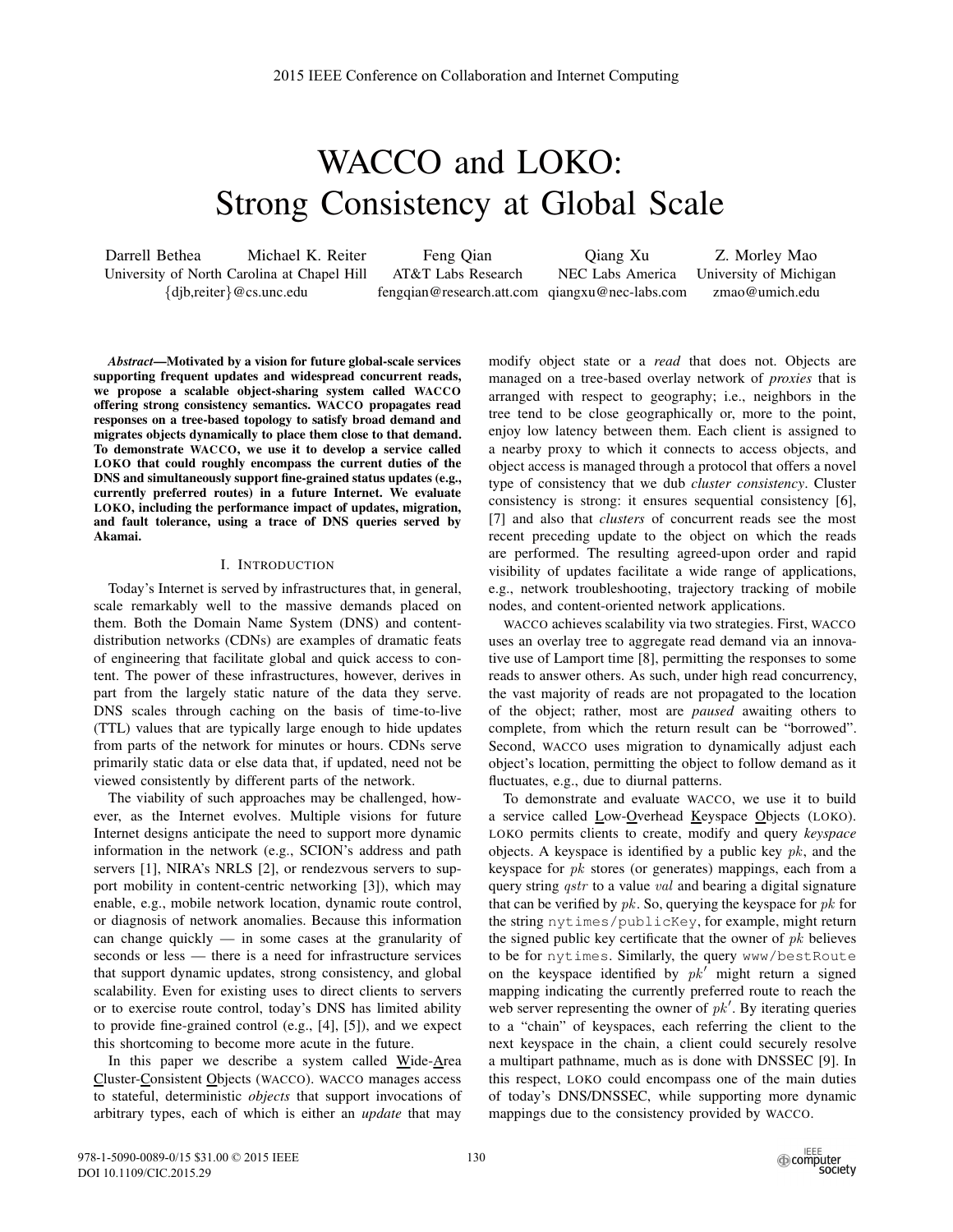# WACCO and LOKO: Strong Consistency at Global Scale

Darrell Bethea, Michael K. Reiter — University of North Carolina at Chapel Hill — {djb,reiter}@cs.unc.edu

Feng Qian — AT&T Labs Research — fengqian@research.att.com

Qiang Xu — NEC Labs America — qiangxu@nec-labs.com

Z. Morley Mao — University of Michigan — zmao@umich.edu

***Abstract*—Motivated by a vision for future global-scale services supporting frequent updates and widespread concurrent reads, we propose a scalable object-sharing system called WACCO offering strong consistency semantics. WACCO propagates read responses on a tree-based topology to satisfy broad demand and migrates objects dynamically to place them close to that demand. To demonstrate WACCO, we use it to develop a service called LOKO that could roughly encompass the current duties of the DNS and simultaneously support fine-grained status updates (e.g., currently preferred routes) in a future Internet. We evaluate LOKO, including the performance impact of updates, migration, and fault tolerance, using a trace of DNS queries served by Akamai.**

## I. Introduction

Today's Internet is served by infrastructures that, in general, scale remarkably well to the massive demands placed on them. Both the Domain Name System (DNS) and content-distribution networks (CDNs) are examples of dramatic feats of engineering that facilitate global and quick access to content. The power of these infrastructures, however, derives in part from the largely static nature of the data they serve. DNS scales through caching on the basis of time-to-live (TTL) values that are typically large enough to hide updates from parts of the network for minutes or hours. CDNs serve primarily static data or else data that, if updated, need not be viewed consistently by different parts of the network.

The viability of such approaches may be challenged, however, as the Internet evolves. Multiple visions for future Internet designs anticipate the need to support more dynamic information in the network (e.g., SCION's address and path servers [1], NIRA's NRLS [2], or rendezvous servers to support mobility in content-centric networking [3]), which may enable, e.g., mobile network location, dynamic route control, or diagnosis of network anomalies. Because this information can change quickly — in some cases at the granularity of seconds or less — there is a need for infrastructure services that support dynamic updates, strong consistency, and global scalability. Even for existing uses to direct clients to servers or to exercise route control, today's DNS has limited ability to provide fine-grained control (e.g., [4], [5]), and we expect this shortcoming to become more acute in the future.

In this paper we describe a system called Wide-Area Cluster-Consistent Objects (WACCO). WACCO manages access to stateful, deterministic *objects* that support invocations of arbitrary types, each of which is either an *update* that may modify object state or a *read* that does not. Objects are managed on a tree-based overlay network of *proxies* that is arranged with respect to geography; i.e., neighbors in the tree tend to be close geographically or, more to the point, enjoy low latency between them. Each client is assigned to a nearby proxy to which it connects to access objects, and object access is managed through a protocol that offers a novel type of consistency that we dub *cluster consistency*. Cluster consistency is strong: it ensures sequential consistency [6], [7] and also that *clusters* of concurrent reads see the most recent preceding update to the object on which the reads are performed. The resulting agreed-upon order and rapid visibility of updates facilitate a wide range of applications, e.g., network troubleshooting, trajectory tracking of mobile nodes, and content-oriented network applications.

WACCO achieves scalability via two strategies. First, WACCO uses an overlay tree to aggregate read demand via an innovative use of Lamport time [8], permitting the responses to some reads to answer others. As such, under high read concurrency, the vast majority of reads are not propagated to the location of the object; rather, most are *paused* awaiting others to complete, from which the return result can be "borrowed". Second, WACCO uses migration to dynamically adjust each object's location, permitting the object to follow demand as it fluctuates, e.g., due to diurnal patterns.

To demonstrate and evaluate WACCO, we use it to build a service called Low-Overhead Keyspace Objects (LOKO). LOKO permits clients to create, modify and query *keyspace* objects. A keyspace is identified by a public key $pk$, and the keyspace for $pk$ stores (or generates) mappings, each from a query string $qstr$ to a value $val$ and bearing a digital signature that can be verified by $pk$. So, querying the keyspace for $pk$ for the string `nytimes/publicKey`, for example, might return the signed public key certificate that the owner of $pk$ believes to be for `nytimes`. Similarly, the query `www/bestRoute` on the keyspace identified by $pk'$ might return a signed mapping indicating the currently preferred route to reach the web server representing the owner of $pk'$. By iterating queries to a "chain" of keyspaces, each referring the client to the next keyspace in the chain, a client could securely resolve a multipart pathname, much as is done with DNSSEC [9]. In this respect, LOKO could encompass one of the main duties of today's DNS/DNSSEC, while supporting more dynamic mappings due to the consistency provided by WACCO.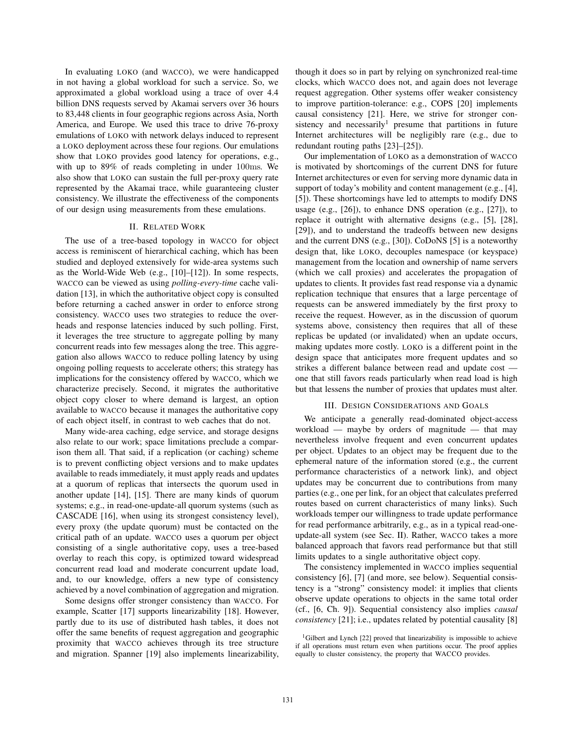In evaluating LOKO (and WACCO), we were handicapped in not having a global workload for such a service. So, we approximated a global workload using a trace of over 4.4 billion DNS requests served by Akamai servers over 36 hours to 83,448 clients in four geographic regions across Asia, North America, and Europe. We used this trace to drive 76-proxy emulations of LOKO with network delays induced to represent a LOKO deployment across these four regions. Our emulations show that LOKO provides good latency for operations, e.g., with up to 89% of reads completing in under 100ms. We also show that LOKO can sustain the full per-proxy query rate represented by the Akamai trace, while guaranteeing cluster consistency. We illustrate the effectiveness of the components of our design using measurements from these emulations.

## II. Related Work

The use of a tree-based topology in WACCO for object access is reminiscent of hierarchical caching, which has been studied and deployed extensively for wide-area systems such as the World-Wide Web (e.g., [10]–[12]). In some respects, WACCO can be viewed as using *polling-every-time* cache validation [13], in which the authoritative object copy is consulted before returning a cached answer in order to enforce strong consistency. WACCO uses two strategies to reduce the overheads and response latencies induced by such polling. First, it leverages the tree structure to aggregate polling by many concurrent reads into few messages along the tree. This aggregation also allows WACCO to reduce polling latency by using ongoing polling requests to accelerate others; this strategy has implications for the consistency offered by WACCO, which we characterize precisely. Second, it migrates the authoritative object copy closer to where demand is largest, an option available to WACCO because it manages the authoritative copy of each object itself, in contrast to web caches that do not.

Many wide-area caching, edge service, and storage designs also relate to our work; space limitations preclude a comparison them all. That said, if a replication (or caching) scheme is to prevent conflicting object versions and to make updates available to reads immediately, it must apply reads and updates at a quorum of replicas that intersects the quorum used in another update [14], [15]. There are many kinds of quorum systems; e.g., in read-one-update-all quorum systems (such as CASCADE [16], when using its strongest consistency level), every proxy (the update quorum) must be contacted on the critical path of an update. WACCO uses a quorum per object consisting of a single authoritative copy, uses a tree-based overlay to reach this copy, is optimized toward widespread concurrent read load and moderate concurrent update load, and, to our knowledge, offers a new type of consistency achieved by a novel combination of aggregation and migration.

Some designs offer stronger consistency than WACCO. For example, Scatter [17] supports linearizability [18]. However, partly due to its use of distributed hash tables, it does not offer the same benefits of request aggregation and geographic proximity that WACCO achieves through its tree structure and migration. Spanner [19] also implements linearizability, though it does so in part by relying on synchronized real-time clocks, which WACCO does not, and again does not leverage request aggregation. Other systems offer weaker consistency to improve partition-tolerance: e.g., COPS [20] implements causal consistency [21]. Here, we strive for stronger consistency and necessarily[1] presume that partitions in future Internet architectures will be negligibly rare (e.g., due to redundant routing paths [23]–[25]).

Our implementation of LOKO as a demonstration of WACCO is motivated by shortcomings of the current DNS for future Internet architectures or even for serving more dynamic data in support of today's mobility and content management (e.g., [4], [5]). These shortcomings have led to attempts to modify DNS usage (e.g., [26]), to enhance DNS operation (e.g., [27]), to replace it outright with alternative designs (e.g., [5], [28], [29]), and to understand the tradeoffs between new designs and the current DNS (e.g., [30]). CoDoNS [5] is a noteworthy design that, like LOKO, decouples namespace (or keyspace) management from the location and ownership of name servers (which we call proxies) and accelerates the propagation of updates to clients. It provides fast read response via a dynamic replication technique that ensures that a large percentage of requests can be answered immediately by the first proxy to receive the request. However, as in the discussion of quorum systems above, consistency then requires that all of these replicas be updated (or invalidated) when an update occurs, making updates more costly. LOKO is a different point in the design space that anticipates more frequent updates and so strikes a different balance between read and update cost — one that still favors reads particularly when read load is high but that lessens the number of proxies that updates must alter.

## III. Design Considerations and Goals

We anticipate a generally read-dominated object-access workload — maybe by orders of magnitude — that may nevertheless involve frequent and even concurrent updates per object. Updates to an object may be frequent due to the ephemeral nature of the information stored (e.g., the current performance characteristics of a network link), and object updates may be concurrent due to contributions from many parties (e.g., one per link, for an object that calculates preferred routes based on current characteristics of many links). Such workloads temper our willingness to trade update performance for read performance arbitrarily, e.g., as in a typical read-one-update-all system (see Sec. II). Rather, WACCO takes a more balanced approach that favors read performance but that still limits updates to a single authoritative object copy.

The consistency implemented in WACCO implies sequential consistency [6], [7] (and more, see below). Sequential consistency is a "strong" consistency model: it implies that clients observe update operations to objects in the same total order (cf., [6, Ch. 9]). Sequential consistency also implies *causal consistency* [21]; i.e., updates related by potential causality [8]

[1] Gilbert and Lynch [22] proved that linearizability is impossible to achieve if all operations must return even when partitions occur. The proof applies equally to cluster consistency, the property that WACCO provides.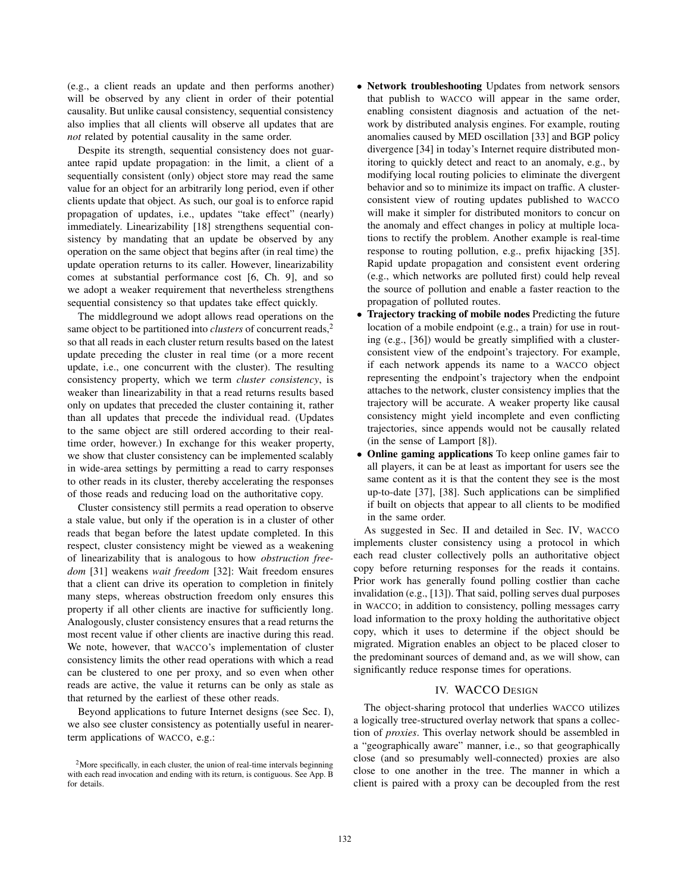(e.g., a client reads an update and then performs another) will be observed by any client in order of their potential causality. But unlike causal consistency, sequential consistency also implies that all clients will observe all updates that are *not* related by potential causality in the same order.

Despite its strength, sequential consistency does not guarantee rapid update propagation: in the limit, a client of a sequentially consistent (only) object store may read the same value for an object for an arbitrarily long period, even if other clients update that object. As such, our goal is to enforce rapid propagation of updates, i.e., updates "take effect" (nearly) immediately. Linearizability [18] strengthens sequential consistency by mandating that an update be observed by any operation on the same object that begins after (in real time) the update operation returns to its caller. However, linearizability comes at substantial performance cost [6, Ch. 9], and so we adopt a weaker requirement that nevertheless strengthens sequential consistency so that updates take effect quickly.

The middleground we adopt allows read operations on the same object to be partitioned into *clusters* of concurrent reads,[2] so that all reads in each cluster return results based on the latest update preceding the cluster in real time (or a more recent update, i.e., one concurrent with the cluster). The resulting consistency property, which we term *cluster consistency*, is weaker than linearizability in that a read returns results based only on updates that precede the cluster containing it, rather than all updates that precede the individual read. (Updates to the same object are still ordered according to their real-time order, however.) In exchange for this weaker property, we show that cluster consistency can be implemented scalably in wide-area settings by permitting a read to carry responses to other reads in its cluster, thereby accelerating the responses of those reads and reducing load on the authoritative copy.

Cluster consistency still permits a read operation to observe a stale value, but only if the operation is in a cluster of other reads that began before the latest update completed. In this respect, cluster consistency might be viewed as a weakening of linearizability that is analogous to how *obstruction freedom* [31] weakens *wait freedom* [32]: Wait freedom ensures that a client can drive its operation to completion in finitely many steps, whereas obstruction freedom only ensures this property if all other clients are inactive for sufficiently long. Analogously, cluster consistency ensures that a read returns the most recent value if other clients are inactive during this read. We note, however, that WACCO's implementation of cluster consistency limits the other read operations with which a read can be clustered to one per proxy, and so even when other reads are active, the value it returns can be only as stale as that returned by the earliest of these other reads.

Beyond applications to future Internet designs (see Sec. I), we also see cluster consistency as potentially useful in nearer-term applications of WACCO, e.g.:

- **Network troubleshooting** Updates from network sensors that publish to WACCO will appear in the same order, enabling consistent diagnosis and actuation of the network by distributed analysis engines. For example, routing anomalies caused by MED oscillation [33] and BGP policy divergence [34] in today's Internet require distributed monitoring to quickly detect and react to an anomaly, e.g., by modifying local routing policies to eliminate the divergent behavior and so to minimize its impact on traffic. A cluster-consistent view of routing updates published to WACCO will make it simpler for distributed monitors to concur on the anomaly and effect changes in policy at multiple locations to rectify the problem. Another example is real-time response to routing pollution, e.g., prefix hijacking [35]. Rapid update propagation and consistent event ordering (e.g., which networks are polluted first) could help reveal the source of pollution and enable a faster reaction to the propagation of polluted routes.
- **Trajectory tracking of mobile nodes** Predicting the future location of a mobile endpoint (e.g., a train) for use in routing (e.g., [36]) would be greatly simplified with a cluster-consistent view of the endpoint's trajectory. For example, if each network appends its name to a WACCO object representing the endpoint's trajectory when the endpoint attaches to the network, cluster consistency implies that the trajectory will be accurate. A weaker property like causal consistency might yield incomplete and even conflicting trajectories, since appends would not be causally related (in the sense of Lamport [8]).
- **Online gaming applications** To keep online games fair to all players, it can be at least as important for users see the same content as it is that the content they see is the most up-to-date [37], [38]. Such applications can be simplified if built on objects that appear to all clients to be modified in the same order.

As suggested in Sec. II and detailed in Sec. IV, WACCO implements cluster consistency using a protocol in which each read cluster collectively polls an authoritative object copy before returning responses for the reads it contains. Prior work has generally found polling costlier than cache invalidation (e.g., [13]). That said, polling serves dual purposes in WACCO; in addition to consistency, polling messages carry load information to the proxy holding the authoritative object copy, which it uses to determine if the object should be migrated. Migration enables an object to be placed closer to the predominant sources of demand and, as we will show, can significantly reduce response times for operations.

## IV. WACCO Design

The object-sharing protocol that underlies WACCO utilizes a logically tree-structured overlay network that spans a collection of *proxies*. This overlay network should be assembled in a "geographically aware" manner, i.e., so that geographically close (and so presumably well-connected) proxies are also close to one another in the tree. The manner in which a client is paired with a proxy can be decoupled from the rest

[2] More specifically, in each cluster, the union of real-time intervals beginning with each read invocation and ending with its return, is contiguous. See App. B for details.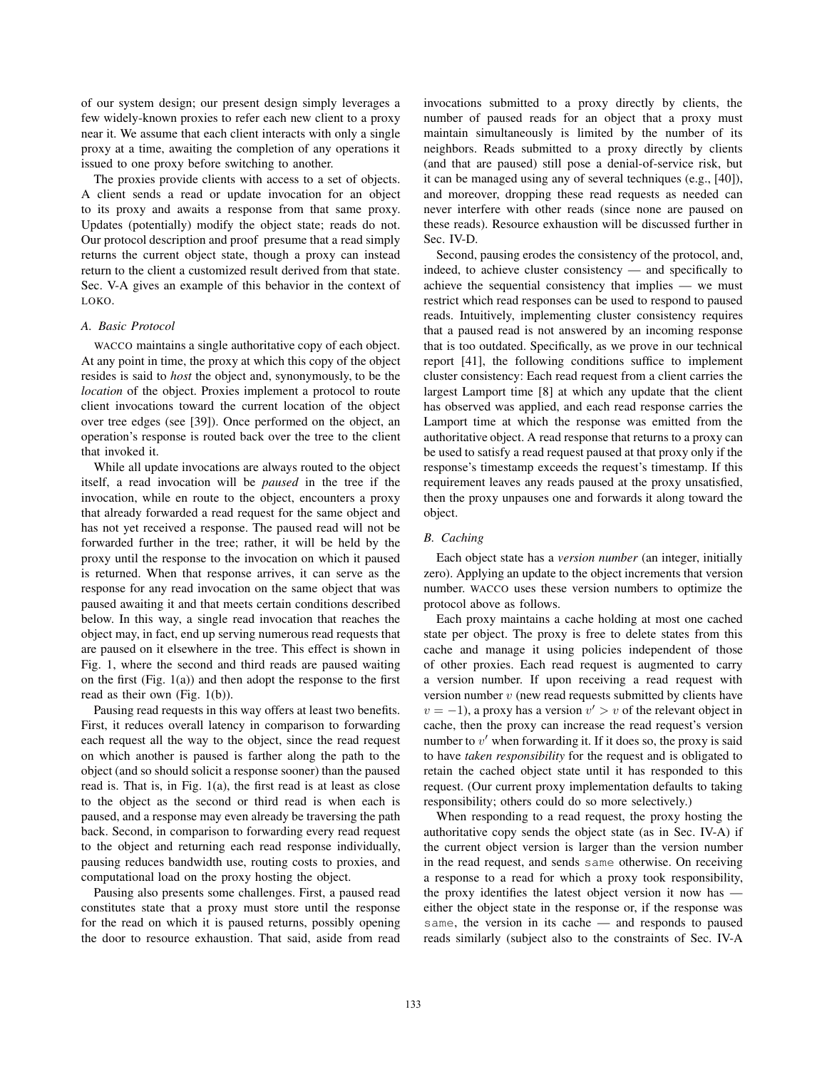of our system design; our present design simply leverages a few widely-known proxies to refer each new client to a proxy near it. We assume that each client interacts with only a single proxy at a time, awaiting the completion of any operations it issued to one proxy before switching to another.

The proxies provide clients with access to a set of objects. A client sends a read or update invocation for an object to its proxy and awaits a response from that same proxy. Updates (potentially) modify the object state; reads do not. Our protocol description and proof presume that a read simply returns the current object state, though a proxy can instead return to the client a customized result derived from that state. Sec. V-A gives an example of this behavior in the context of LOKO.

### A. Basic Protocol

WACCO maintains a single authoritative copy of each object. At any point in time, the proxy at which this copy of the object resides is said to *host* the object and, synonymously, to be the *location* of the object. Proxies implement a protocol to route client invocations toward the current location of the object over tree edges (see [39]). Once performed on the object, an operation's response is routed back over the tree to the client that invoked it.

While all update invocations are always routed to the object itself, a read invocation will be *paused* in the tree if the invocation, while en route to the object, encounters a proxy that already forwarded a read request for the same object and has not yet received a response. The paused read will not be forwarded further in the tree; rather, it will be held by the proxy until the response to the invocation on which it paused is returned. When that response arrives, it can serve as the response for any read invocation on the same object that was paused awaiting it and that meets certain conditions described below. In this way, a single read invocation that reaches the object may, in fact, end up serving numerous read requests that are paused on it elsewhere in the tree. This effect is shown in Fig. 1, where the second and third reads are paused waiting on the first (Fig. 1(a)) and then adopt the response to the first read as their own (Fig. 1(b)).

Pausing read requests in this way offers at least two benefits. First, it reduces overall latency in comparison to forwarding each request all the way to the object, since the read request on which another is paused is farther along the path to the object (and so should solicit a response sooner) than the paused read is. That is, in Fig. 1(a), the first read is at least as close to the object as the second or third read is when each is paused, and a response may even already be traversing the path back. Second, in comparison to forwarding every read request to the object and returning each read response individually, pausing reduces bandwidth use, routing costs to proxies, and computational load on the proxy hosting the object.

Pausing also presents some challenges. First, a paused read constitutes state that a proxy must store until the response for the read on which it is paused returns, possibly opening the door to resource exhaustion. That said, aside from read invocations submitted to a proxy directly by clients, the number of paused reads for an object that a proxy must maintain simultaneously is limited by the number of its neighbors. Reads submitted to a proxy directly by clients (and that are paused) still pose a denial-of-service risk, but it can be managed using any of several techniques (e.g., [40]), and moreover, dropping these read requests as needed can never interfere with other reads (since none are paused on these reads). Resource exhaustion will be discussed further in Sec. IV-D.

Second, pausing erodes the consistency of the protocol, and, indeed, to achieve cluster consistency — and specifically to achieve the sequential consistency that implies — we must restrict which read responses can be used to respond to paused reads. Intuitively, implementing cluster consistency requires that a paused read is not answered by an incoming response that is too outdated. Specifically, as we prove in our technical report [41], the following conditions suffice to implement cluster consistency: Each read request from a client carries the largest Lamport time [8] at which any update that the client has observed was applied, and each read response carries the Lamport time at which the response was emitted from the authoritative object. A read response that returns to a proxy can be used to satisfy a read request paused at that proxy only if the response's timestamp exceeds the request's timestamp. If this requirement leaves any reads paused at the proxy unsatisfied, then the proxy unpauses one and forwards it along toward the object.

### B. Caching

Each object state has a *version number* (an integer, initially zero). Applying an update to the object increments that version number. WACCO uses these version numbers to optimize the protocol above as follows.

Each proxy maintains a cache holding at most one cached state per object. The proxy is free to delete states from this cache and manage it using policies independent of those of other proxies. Each read request is augmented to carry a version number. If upon receiving a read request with version number $v$ (new read requests submitted by clients have $v = -1$), a proxy has a version $v' > v$ of the relevant object in cache, then the proxy can increase the read request's version number to $v'$ when forwarding it. If it does so, the proxy is said to have *taken responsibility* for the request and is obligated to retain the cached object state until it has responded to this request. (Our current proxy implementation defaults to taking responsibility; others could do so more selectively.)

When responding to a read request, the proxy hosting the authoritative copy sends the object state (as in Sec. IV-A) if the current object version is larger than the version number in the read request, and sends `same` otherwise. On receiving a response to a read for which a proxy took responsibility, the proxy identifies the latest object version it now has — either the object state in the response or, if the response was `same`, the version in its cache — and responds to paused reads similarly (subject also to the constraints of Sec. IV-A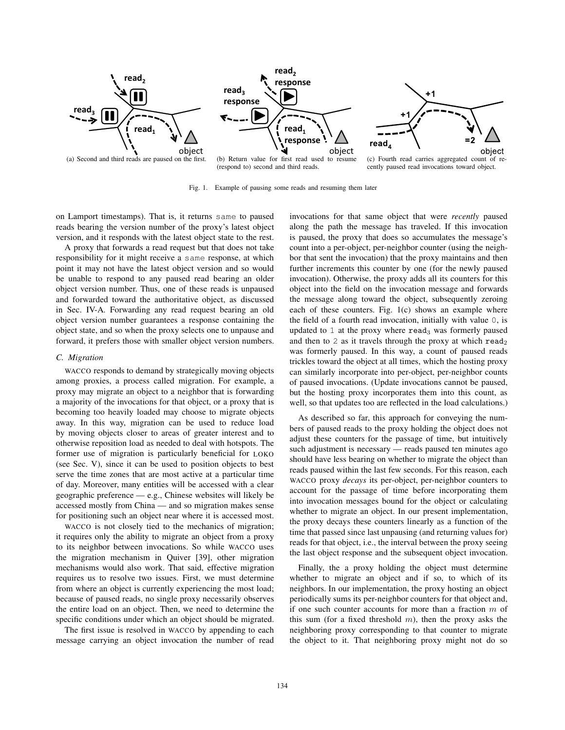(a) Second and third reads are paused on the first.

(b) Return value for first read used to resume (respond to) second and third reads.

(c) Fourth read carries aggregated count of recently paused read invocations toward object.

Fig. 1. Example of pausing some reads and resuming them later

on Lamport timestamps). That is, it returns `same` to paused reads bearing the version number of the proxy's latest object version, and it responds with the latest object state to the rest.

A proxy that forwards a read request but that does not take responsibility for it might receive a `same` response, at which point it may not have the latest object version and so would be unable to respond to any paused read bearing an older object version number. Thus, one of these reads is unpaused and forwarded toward the authoritative object, as discussed in Sec. IV-A. Forwarding any read request bearing an old object version number guarantees a response containing the object state, and so when the proxy selects one to unpause and forward, it prefers those with smaller object version numbers.

### C. Migration

WACCO responds to demand by strategically moving objects among proxies, a process called migration. For example, a proxy may migrate an object to a neighbor that is forwarding a majority of the invocations for that object, or a proxy that is becoming too heavily loaded may choose to migrate objects away. In this way, migration can be used to reduce load by moving objects closer to areas of greater interest and to otherwise reposition load as needed to deal with hotspots. The former use of migration is particularly beneficial for LOKO (see Sec. V), since it can be used to position objects to best serve the time zones that are most active at a particular time of day. Moreover, many entities will be accessed with a clear geographic preference — e.g., Chinese websites will likely be accessed mostly from China — and so migration makes sense for positioning such an object near where it is accessed most.

WACCO is not closely tied to the mechanics of migration; it requires only the ability to migrate an object from a proxy to its neighbor between invocations. So while WACCO uses the migration mechanism in Quiver [39], other migration mechanisms would also work. That said, effective migration requires us to resolve two issues. First, we must determine from where an object is currently experiencing the most load; because of paused reads, no single proxy necessarily observes the entire load on an object. Then, we need to determine the specific conditions under which an object should be migrated.

The first issue is resolved in WACCO by appending to each message carrying an object invocation the number of read invocations for that same object that were *recently* paused along the path the message has traveled. If this invocation is paused, the proxy that does so accumulates the message's count into a per-object, per-neighbor counter (using the neighbor that sent the invocation) that the proxy maintains and then further increments this counter by one (for the newly paused invocation). Otherwise, the proxy adds all its counters for this object into the field on the invocation message and forwards the message along toward the object, subsequently zeroing each of these counters. Fig. 1(c) shows an example where the field of a fourth read invocation, initially with value `0`, is updated to `1` at the proxy where $\texttt{read}_3$ was formerly paused and then to `2` as it travels through the proxy at which $\texttt{read}_2$ was formerly paused. In this way, a count of paused reads trickles toward the object at all times, which the hosting proxy can similarly incorporate into per-object, per-neighbor counts of paused invocations. (Update invocations cannot be paused, but the hosting proxy incorporates them into this count, as well, so that updates too are reflected in the load calculations.)

As described so far, this approach for conveying the numbers of paused reads to the proxy holding the object does not adjust these counters for the passage of time, but intuitively such adjustment is necessary — reads paused ten minutes ago should have less bearing on whether to migrate the object than reads paused within the last few seconds. For this reason, each WACCO proxy *decays* its per-object, per-neighbor counters to account for the passage of time before incorporating them into invocation messages bound for the object or calculating whether to migrate an object. In our present implementation, the proxy decays these counters linearly as a function of the time that passed since last unpausing (and returning values for) reads for that object, i.e., the interval between the proxy seeing the last object response and the subsequent object invocation.

Finally, the a proxy holding the object must determine whether to migrate an object and if so, to which of its neighbors. In our implementation, the proxy hosting an object periodically sums its per-neighbor counters for that object and, if one such counter accounts for more than a fraction $m$ of this sum (for a fixed threshold $m$), then the proxy asks the neighboring proxy corresponding to that counter to migrate the object to it. That neighboring proxy might not do so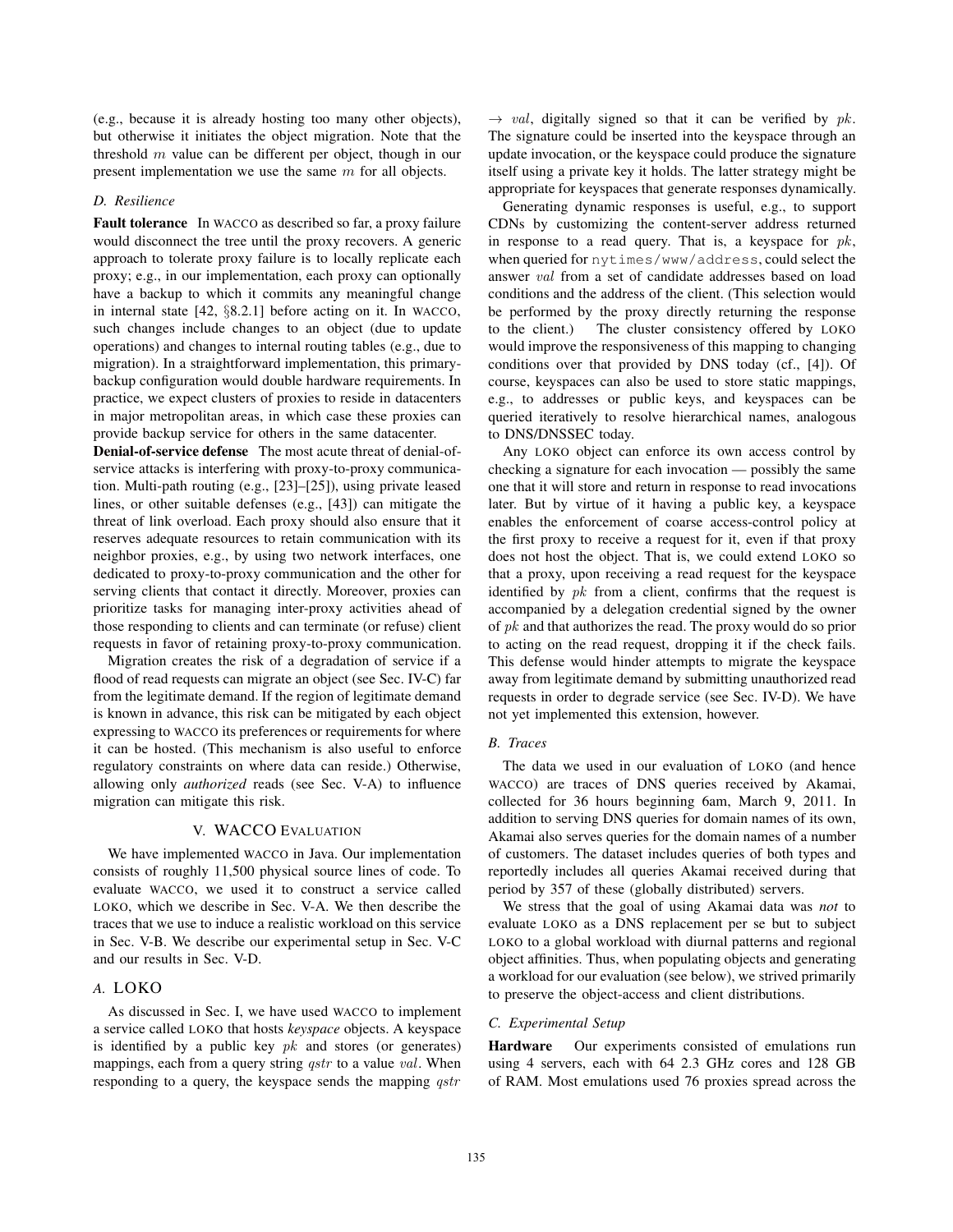(e.g., because it is already hosting too many other objects), but otherwise it initiates the object migration. Note that the threshold $m$ value can be different per object, though in our present implementation we use the same $m$ for all objects.

### D. Resilience

**Fault tolerance** In WACCO as described so far, a proxy failure would disconnect the tree until the proxy recovers. A generic approach to tolerate proxy failure is to locally replicate each proxy; e.g., in our implementation, each proxy can optionally have a backup to which it commits any meaningful change in internal state [42, §8.2.1] before acting on it. In WACCO, such changes include changes to an object (due to update operations) and changes to internal routing tables (e.g., due to migration). In a straightforward implementation, this primary-backup configuration would double hardware requirements. In practice, we expect clusters of proxies to reside in datacenters in major metropolitan areas, in which case these proxies can provide backup service for others in the same datacenter.

**Denial-of-service defense** The most acute threat of denial-of-service attacks is interfering with proxy-to-proxy communication. Multi-path routing (e.g., [23]–[25]), using private leased lines, or other suitable defenses (e.g., [43]) can mitigate the threat of link overload. Each proxy should also ensure that it reserves adequate resources to retain communication with its neighbor proxies, e.g., by using two network interfaces, one dedicated to proxy-to-proxy communication and the other for serving clients that contact it directly. Moreover, proxies can prioritize tasks for managing inter-proxy activities ahead of those responding to clients and can terminate (or refuse) client requests in favor of retaining proxy-to-proxy communication.

Migration creates the risk of a degradation of service if a flood of read requests can migrate an object (see Sec. IV-C) far from the legitimate demand. If the region of legitimate demand is known in advance, this risk can be mitigated by each object expressing to WACCO its preferences or requirements for where it can be hosted. (This mechanism is also useful to enforce regulatory constraints on where data can reside.) Otherwise, allowing only *authorized* reads (see Sec. V-A) to influence migration can mitigate this risk.

## V. WACCO Evaluation

We have implemented WACCO in Java. Our implementation consists of roughly 11,500 physical source lines of code. To evaluate WACCO, we used it to construct a service called LOKO, which we describe in Sec. V-A. We then describe the traces that we use to induce a realistic workload on this service in Sec. V-B. We describe our experimental setup in Sec. V-C and our results in Sec. V-D.

### A. LOKO

As discussed in Sec. I, we have used WACCO to implement a service called LOKO that hosts *keyspace* objects. A keyspace is identified by a public key $pk$ and stores (or generates) mappings, each from a query string $qstr$ to a value $val$. When responding to a query, the keyspace sends the mapping $qstr \rightarrow val$, digitally signed so that it can be verified by $pk$. The signature could be inserted into the keyspace through an update invocation, or the keyspace could produce the signature itself using a private key it holds. The latter strategy might be appropriate for keyspaces that generate responses dynamically.

Generating dynamic responses is useful, e.g., to support CDNs by customizing the content-server address returned in response to a read query. That is, a keyspace for $pk$, when queried for `nytimes/www/address`, could select the answer $val$ from a set of candidate addresses based on load conditions and the address of the client. (This selection would be performed by the proxy directly returning the response to the client.) The cluster consistency offered by LOKO would improve the responsiveness of this mapping to changing conditions over that provided by DNS today (cf., [4]). Of course, keyspaces can also be used to store static mappings, e.g., to addresses or public keys, and keyspaces can be queried iteratively to resolve hierarchical names, analogous to DNS/DNSSEC today.

Any LOKO object can enforce its own access control by checking a signature for each invocation — possibly the same one that it will store and return in response to read invocations later. But by virtue of it having a public key, a keyspace enables the enforcement of coarse access-control policy at the first proxy to receive a request for it, even if that proxy does not host the object. That is, we could extend LOKO so that a proxy, upon receiving a read request for the keyspace identified by $pk$ from a client, confirms that the request is accompanied by a delegation credential signed by the owner of $pk$ and that authorizes the read. The proxy would do so prior to acting on the read request, dropping it if the check fails. This defense would hinder attempts to migrate the keyspace away from legitimate demand by submitting unauthorized read requests in order to degrade service (see Sec. IV-D). We have not yet implemented this extension, however.

### B. Traces

The data we used in our evaluation of LOKO (and hence WACCO) are traces of DNS queries received by Akamai, collected for 36 hours beginning 6am, March 9, 2011. In addition to serving DNS queries for domain names of its own, Akamai also serves queries for the domain names of a number of customers. The dataset includes queries of both types and reportedly includes all queries Akamai received during that period by 357 of these (globally distributed) servers.

We stress that the goal of using Akamai data was *not* to evaluate LOKO as a DNS replacement per se but to subject LOKO to a global workload with diurnal patterns and regional object affinities. Thus, when populating objects and generating a workload for our evaluation (see below), we strived primarily to preserve the object-access and client distributions.

### C. Experimental Setup

**Hardware** Our experiments consisted of emulations run using 4 servers, each with 64 2.3 GHz cores and 128 GB of RAM. Most emulations used 76 proxies spread across the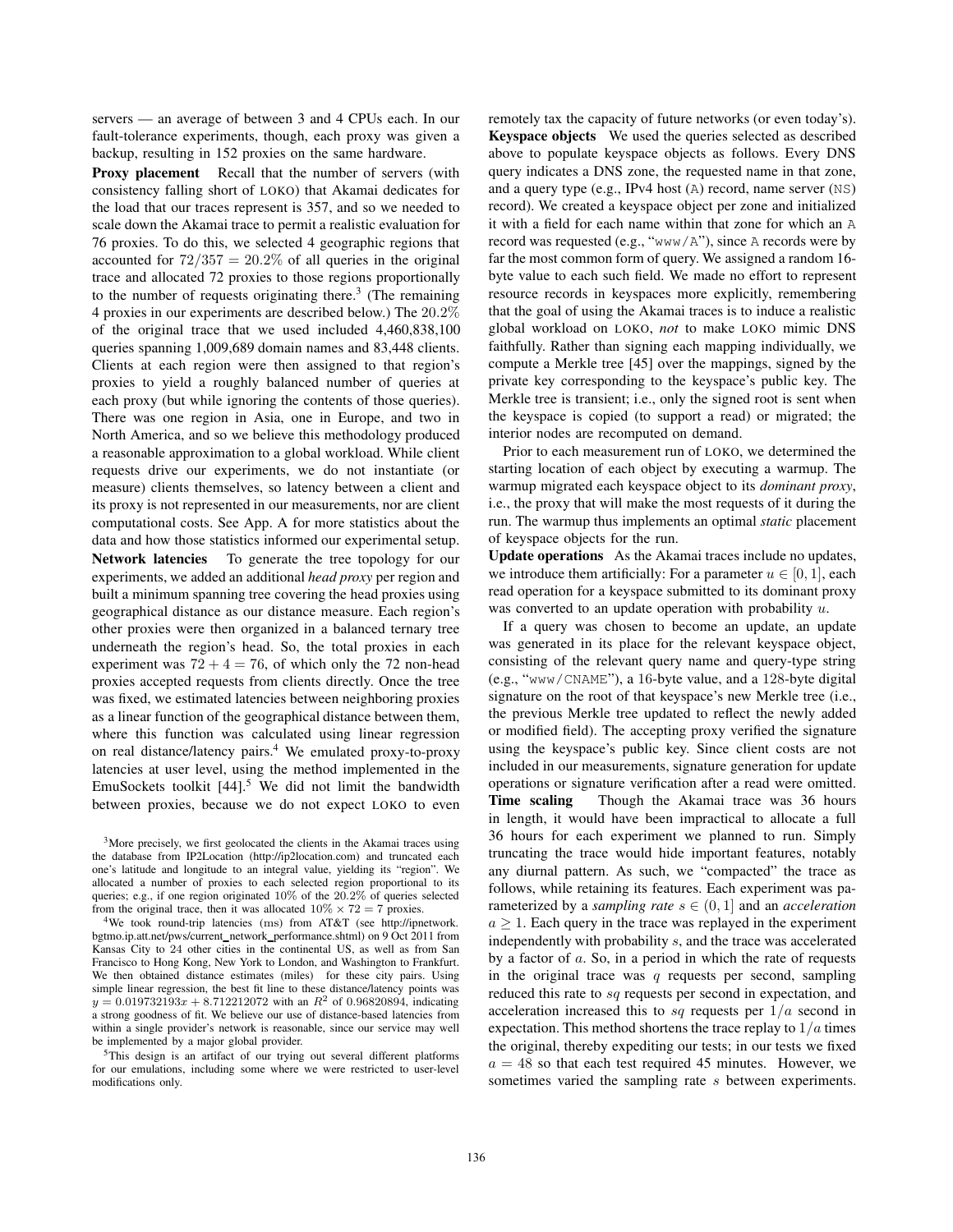servers — an average of between 3 and 4 CPUs each. In our fault-tolerance experiments, though, each proxy was given a backup, resulting in 152 proxies on the same hardware.

**Proxy placement** Recall that the number of servers (with consistency falling short of LOKO) that Akamai dedicates for the load that our traces represent is 357, and so we needed to scale down the Akamai trace to permit a realistic evaluation for 76 proxies. To do this, we selected 4 geographic regions that accounted for $72/357 = 20.2\%$ of all queries in the original trace and allocated 72 proxies to those regions proportionally to the number of requests originating there.[3] (The remaining 4 proxies in our experiments are described below.) The $20.2\%$ of the original trace that we used included 4,460,838,100 queries spanning 1,009,689 domain names and 83,448 clients. Clients at each region were then assigned to that region's proxies to yield a roughly balanced number of queries at each proxy (but while ignoring the contents of those queries). There was one region in Asia, one in Europe, and two in North America, and so we believe this methodology produced a reasonable approximation to a global workload. While client requests drive our experiments, we do not instantiate (or measure) clients themselves, so latency between a client and its proxy is not represented in our measurements, nor are client computational costs. See App. A for more statistics about the data and how those statistics informed our experimental setup.

**Network latencies** To generate the tree topology for our experiments, we added an additional *head proxy* per region and built a minimum spanning tree covering the head proxies using geographical distance as our distance measure. Each region's other proxies were then organized in a balanced ternary tree underneath the region's head. So, the total proxies in each experiment was $72 + 4 = 76$, of which only the 72 non-head proxies accepted requests from clients directly. Once the tree was fixed, we estimated latencies between neighboring proxies as a linear function of the geographical distance between them, where this function was calculated using linear regression on real distance/latency pairs.[4] We emulated proxy-to-proxy latencies at user level, using the method implemented in the EmuSockets toolkit [44].[5] We did not limit the bandwidth between proxies, because we do not expect LOKO to even remotely tax the capacity of future networks (or even today's).

**Keyspace objects** We used the queries selected as described above to populate keyspace objects as follows. Every DNS query indicates a DNS zone, the requested name in that zone, and a query type (e.g., IPv4 host (A) record, name server (NS) record). We created a keyspace object per zone and initialized it with a field for each name within that zone for which an A record was requested (e.g., "www/A"), since A records were by far the most common form of query. We assigned a random 16-byte value to each such field. We made no effort to represent resource records in keyspaces more explicitly, remembering that the goal of using the Akamai traces is to induce a realistic global workload on LOKO, *not* to make LOKO mimic DNS faithfully. Rather than signing each mapping individually, we compute a Merkle tree [45] over the mappings, signed by the private key corresponding to the keyspace's public key. The Merkle tree is transient; i.e., only the signed root is sent when the keyspace is copied (to support a read) or migrated; the interior nodes are recomputed on demand.

Prior to each measurement run of LOKO, we determined the starting location of each object by executing a warmup. The warmup migrated each keyspace object to its *dominant proxy*, i.e., the proxy that will make the most requests of it during the run. The warmup thus implements an optimal *static* placement of keyspace objects for the run.

**Update operations** As the Akamai traces include no updates, we introduce them artificially: For a parameter $u \in [0, 1]$, each read operation for a keyspace submitted to its dominant proxy was converted to an update operation with probability $u$.

If a query was chosen to become an update, an update was generated in its place for the relevant keyspace object, consisting of the relevant query name and query-type string (e.g., "www/CNAME"), a 16-byte value, and a 128-byte digital signature on the root of that keyspace's new Merkle tree (i.e., the previous Merkle tree updated to reflect the newly added or modified field). The accepting proxy verified the signature using the keyspace's public key. Since client costs are not included in our measurements, signature generation for update operations or signature verification after a read were omitted.

**Time scaling** Though the Akamai trace was 36 hours in length, it would have been impractical to allocate a full 36 hours for each experiment we planned to run. Simply truncating the trace would hide important features, notably any diurnal pattern. As such, we "compacted" the trace as follows, while retaining its features. Each experiment was parameterized by a *sampling rate* $s \in (0, 1]$ and an *acceleration* $a \geq 1$. Each query in the trace was replayed in the experiment independently with probability $s$, and the trace was accelerated by a factor of $a$. So, in a period in which the rate of requests in the original trace was $q$ requests per second, sampling reduced this rate to $sq$ requests per second in expectation, and acceleration increased this to $sq$ requests per $1/a$ second in expectation. This method shortens the trace replay to $1/a$ times the original, thereby expediting our tests; in our tests we fixed $a = 48$ so that each test required 45 minutes. However, we sometimes varied the sampling rate $s$ between experiments.

---

[3] More precisely, we first geolocated the clients in the Akamai traces using the database from IP2Location (http://ip2location.com) and truncated each one's latitude and longitude to an integral value, yielding its "region". We allocated a number of proxies to each selected region proportional to its queries; e.g., if one region originated $10\%$ of the $20.2\%$ of queries selected from the original trace, then it was allocated $10\% \times 72 = 7$ proxies.

[4] We took round-trip latencies (ms) from AT&T (see http://ipnetwork.bgtmo.ip.att.net/pws/current_network_performance.shtml) on 9 Oct 2011 from Kansas City to 24 other cities in the continental US, as well as from San Francisco to Hong Kong, New York to London, and Washington to Frankfurt. We then obtained distance estimates (miles) for these city pairs. Using simple linear regression, the best fit line to these distance/latency points was $y = 0.019732193x + 8.712212072$ with an $R^2$ of 0.96820894, indicating a strong goodness of fit. We believe our use of distance-based latencies from within a single provider's network is reasonable, since our service may well be implemented by a major global provider.

[5] This design is an artifact of our trying out several different platforms for our emulations, including some where we were restricted to user-level modifications only.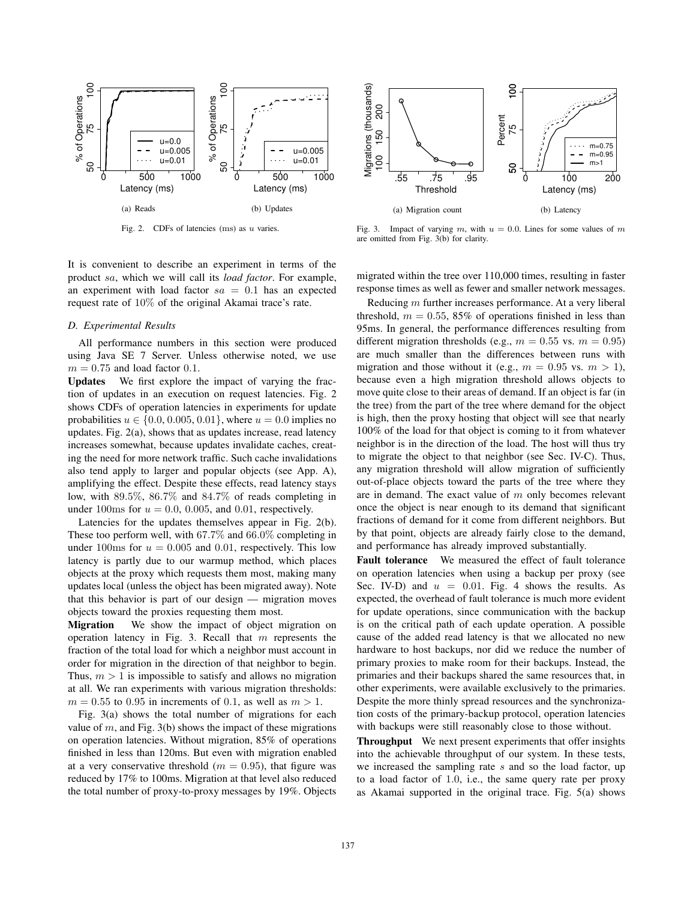(a) Reads

(b) Updates

Fig. 2. CDFs of latencies (ms) as $u$ varies.

(a) Migration count

(b) Latency

Fig. 3. Impact of varying $m$, with $u = 0.0$. Lines for some values of $m$ are omitted from Fig. 3(b) for clarity.

It is convenient to describe an experiment in terms of the product $sa$, which we will call its *load factor*. For example, an experiment with load factor $sa = 0.1$ has an expected request rate of 10% of the original Akamai trace's rate.

### D. Experimental Results

All performance numbers in this section were produced using Java SE 7 Server. Unless otherwise noted, we use $m = 0.75$ and load factor 0.1.

**Updates** We first explore the impact of varying the fraction of updates in an execution on request latencies. Fig. 2 shows CDFs of operation latencies in experiments for update probabilities $u \in \{0.0, 0.005, 0.01\}$, where $u = 0.0$ implies no updates. Fig. 2(a), shows that as updates increase, read latency increases somewhat, because updates invalidate caches, creating the need for more network traffic. Such cache invalidations also tend apply to larger and popular objects (see App. A), amplifying the effect. Despite these effects, read latency stays low, with 89.5%, 86.7% and 84.7% of reads completing in under 100ms for $u = 0.0$, 0.005, and 0.01, respectively.

Latencies for the updates themselves appear in Fig. 2(b). These too perform well, with 67.7% and 66.0% completing in under 100ms for $u = 0.005$ and 0.01, respectively. This low latency is partly due to our warmup method, which places objects at the proxy which requests them most, making many updates local (unless the object has been migrated away). Note that this behavior is part of our design — migration moves objects toward the proxies requesting them most.

**Migration** We show the impact of object migration on operation latency in Fig. 3. Recall that $m$ represents the fraction of the total load for which a neighbor must account in order for migration in the direction of that neighbor to begin. Thus, $m > 1$ is impossible to satisfy and allows no migration at all. We ran experiments with various migration thresholds: $m = 0.55$ to 0.95 in increments of 0.1, as well as $m > 1$.

Fig. 3(a) shows the total number of migrations for each value of $m$, and Fig. 3(b) shows the impact of these migrations on operation latencies. Without migration, 85% of operations finished in less than 120ms. But even with migration enabled at a very conservative threshold ($m = 0.95$), that figure was reduced by 17% to 100ms. Migration at that level also reduced the total number of proxy-to-proxy messages by 19%. Objects migrated within the tree over 110,000 times, resulting in faster response times as well as fewer and smaller network messages.

Reducing $m$ further increases performance. At a very liberal threshold, $m = 0.55$, 85% of operations finished in less than 95ms. In general, the performance differences resulting from different migration thresholds (e.g., $m = 0.55$ vs. $m = 0.95$) are much smaller than the differences between runs with migration and those without it (e.g., $m = 0.95$ vs. $m > 1$), because even a high migration threshold allows objects to move quite close to their areas of demand. If an object is far (in the tree) from the part of the tree where demand for the object is high, then the proxy hosting that object will see that nearly 100% of the load for that object is coming to it from whatever neighbor is in the direction of the load. The host will thus try to migrate the object to that neighbor (see Sec. IV-C). Thus, any migration threshold will allow migration of sufficiently out-of-place objects toward the parts of the tree where they are in demand. The exact value of $m$ only becomes relevant once the object is near enough to its demand that significant fractions of demand for it come from different neighbors. But by that point, objects are already fairly close to the demand, and performance has already improved substantially.

**Fault tolerance** We measured the effect of fault tolerance on operation latencies when using a backup per proxy (see Sec. IV-D) and $u = 0.01$. Fig. 4 shows the results. As expected, the overhead of fault tolerance is much more evident for update operations, since communication with the backup is on the critical path of each update operation. A possible cause of the added read latency is that we allocated no new hardware to host backups, nor did we reduce the number of primary proxies to make room for their backups. Instead, the primaries and their backups shared the same resources that, in other experiments, were available exclusively to the primaries. Despite the more thinly spread resources and the synchronization costs of the primary-backup protocol, operation latencies with backups were still reasonably close to those without.

**Throughput** We next present experiments that offer insights into the achievable throughput of our system. In these tests, we increased the sampling rate $s$ and so the load factor, up to a load factor of 1.0, i.e., the same query rate per proxy as Akamai supported in the original trace. Fig. 5(a) shows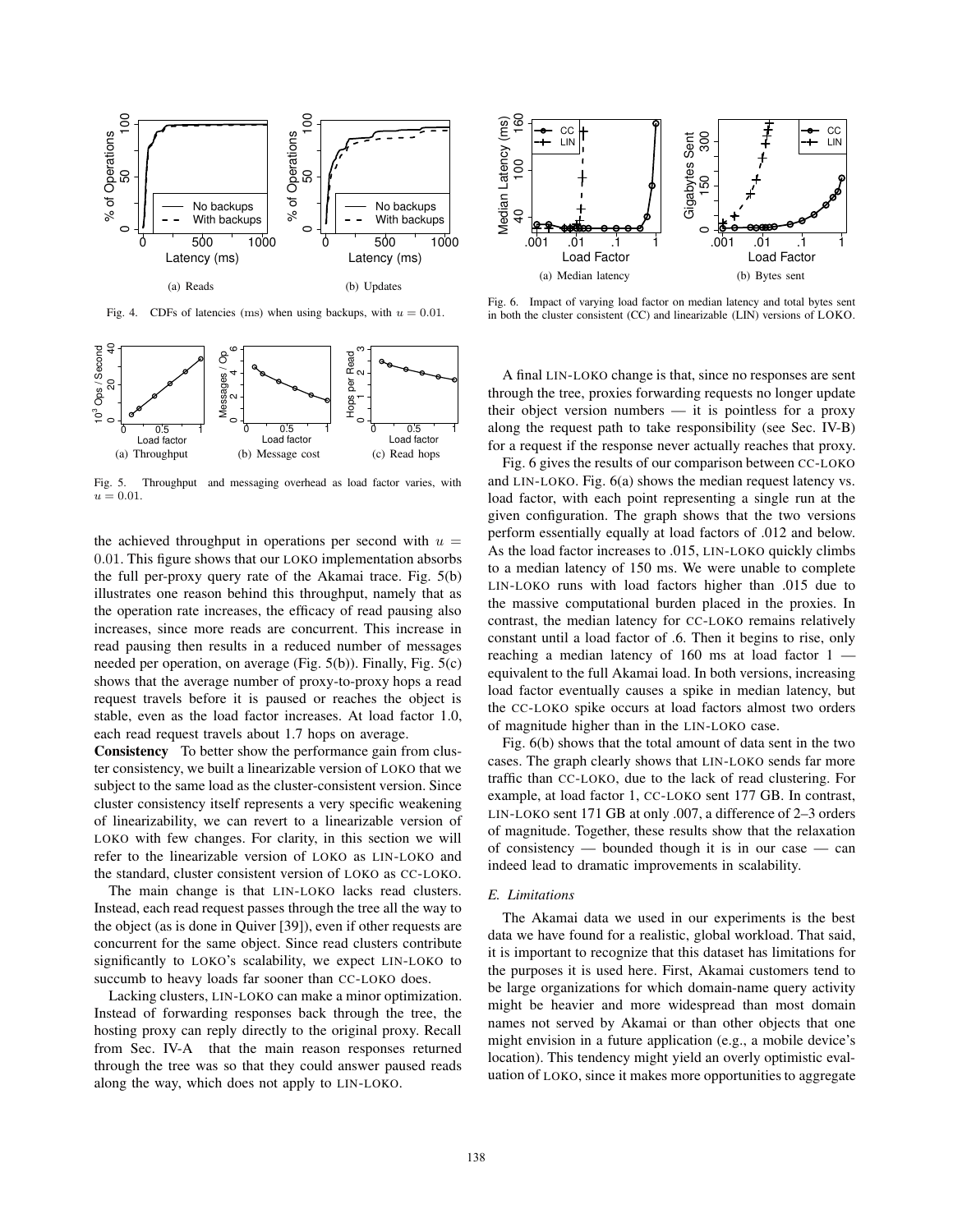(a) Reads

(b) Updates

Fig. 4. CDFs of latencies (ms) when using backups, with $u = 0.01$.

(a) Throughput

(b) Message cost

(c) Read hops

Fig. 5. Throughput and messaging overhead as load factor varies, with $u = 0.01$.

the achieved throughput in operations per second with $u = 0.01$. This figure shows that our LOKO implementation absorbs the full per-proxy query rate of the Akamai trace. Fig. 5(b) illustrates one reason behind this throughput, namely that as the operation rate increases, the efficacy of read pausing also increases, since more reads are concurrent. This increase in read pausing then results in a reduced number of messages needed per operation, on average (Fig. 5(b)). Finally, Fig. 5(c) shows that the average number of proxy-to-proxy hops a read request travels before it is paused or reaches the object is stable, even as the load factor increases. At load factor 1.0, each read request travels about 1.7 hops on average.

**Consistency** To better show the performance gain from cluster consistency, we built a linearizable version of LOKO that we subject to the same load as the cluster-consistent version. Since cluster consistency itself represents a very specific weakening of linearizability, we can revert to a linearizable version of LOKO with few changes. For clarity, in this section we will refer to the linearizable version of LOKO as LIN-LOKO and the standard, cluster consistent version of LOKO as CC-LOKO.

The main change is that LIN-LOKO lacks read clusters. Instead, each read request passes through the tree all the way to the object (as is done in Quiver [39]), even if other requests are concurrent for the same object. Since read clusters contribute significantly to LOKO's scalability, we expect LIN-LOKO to succumb to heavy loads far sooner than CC-LOKO does.

Lacking clusters, LIN-LOKO can make a minor optimization. Instead of forwarding responses back through the tree, the hosting proxy can reply directly to the original proxy. Recall from Sec. IV-A that the main reason responses returned through the tree was so that they could answer paused reads along the way, which does not apply to LIN-LOKO.

(a) Median latency

(b) Bytes sent

Fig. 6. Impact of varying load factor on median latency and total bytes sent in both the cluster consistent (CC) and linearizable (LIN) versions of LOKO.

A final LIN-LOKO change is that, since no responses are sent through the tree, proxies forwarding requests no longer update their object version numbers — it is pointless for a proxy along the request path to take responsibility (see Sec. IV-B) for a request if the response never actually reaches that proxy.

Fig. 6 gives the results of our comparison between CC-LOKO and LIN-LOKO. Fig. 6(a) shows the median request latency vs. load factor, with each point representing a single run at the given configuration. The graph shows that the two versions perform essentially equally at load factors of .012 and below. As the load factor increases to .015, LIN-LOKO quickly climbs to a median latency of 150 ms. We were unable to complete LIN-LOKO runs with load factors higher than .015 due to the massive computational burden placed in the proxies. In contrast, the median latency for CC-LOKO remains relatively constant until a load factor of .6. Then it begins to rise, only reaching a median latency of 160 ms at load factor 1 — equivalent to the full Akamai load. In both versions, increasing load factor eventually causes a spike in median latency, but the CC-LOKO spike occurs at load factors almost two orders of magnitude higher than in the LIN-LOKO case.

Fig. 6(b) shows that the total amount of data sent in the two cases. The graph clearly shows that LIN-LOKO sends far more traffic than CC-LOKO, due to the lack of read clustering. For example, at load factor 1, CC-LOKO sent 177 GB. In contrast, LIN-LOKO sent 171 GB at only .007, a difference of 2–3 orders of magnitude. Together, these results show that the relaxation of consistency — bounded though it is in our case — can indeed lead to dramatic improvements in scalability.

### E. Limitations

The Akamai data we used in our experiments is the best data we have found for a realistic, global workload. That said, it is important to recognize that this dataset has limitations for the purposes it is used here. First, Akamai customers tend to be large organizations for which domain-name query activity might be heavier and more widespread than most domain names not served by Akamai or than other objects that one might envision in a future application (e.g., a mobile device's location). This tendency might yield an overly optimistic evaluation of LOKO, since it makes more opportunities to aggregate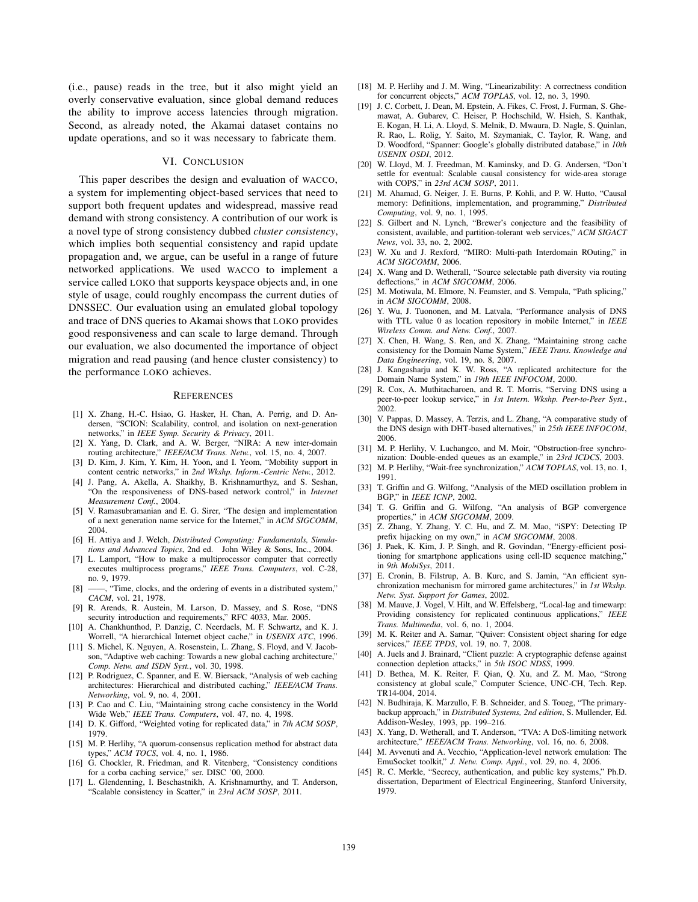(i.e., pause) reads in the tree, but it also might yield an overly conservative evaluation, since global demand reduces the ability to improve access latencies through migration. Second, as already noted, the Akamai dataset contains no update operations, and so it was necessary to fabricate them.

## VI. Conclusion

This paper describes the design and evaluation of WACCO, a system for implementing object-based services that need to support both frequent updates and widespread, massive read demand with strong consistency. A contribution of our work is a novel type of strong consistency dubbed *cluster consistency*, which implies both sequential consistency and rapid update propagation and, we argue, can be useful in a range of future networked applications. We used WACCO to implement a service called LOKO that supports keyspace objects and, in one style of usage, could roughly encompass the current duties of DNSSEC. Our evaluation using an emulated global topology and trace of DNS queries to Akamai shows that LOKO provides good responsiveness and can scale to large demand. Through our evaluation, we also documented the importance of object migration and read pausing (and hence cluster consistency) to the performance LOKO achieves.

## References

- [1] X. Zhang, H.-C. Hsiao, G. Hasker, H. Chan, A. Perrig, and D. Andersen, "SCION: Scalability, control, and isolation on next-generation networks," in *IEEE Symp. Security & Privacy*, 2011.
- [2] X. Yang, D. Clark, and A. W. Berger, "NIRA: A new inter-domain routing architecture," *IEEE/ACM Trans. Netw.*, vol. 15, no. 4, 2007.
- [3] D. Kim, J. Kim, Y. Kim, H. Yoon, and I. Yeom, "Mobility support in content centric networks," in *2nd Wkshp. Inform.-Centric Netw.*, 2012.
- [4] J. Pang, A. Akella, A. Shaikhy, B. Krishnamurthyz, and S. Seshan, "On the responsiveness of DNS-based network control," in *Internet Measurement Conf.*, 2004.
- [5] V. Ramasubramanian and E. G. Sirer, "The design and implementation of a next generation name service for the Internet," in *ACM SIGCOMM*, 2004.
- [6] H. Attiya and J. Welch, *Distributed Computing: Fundamentals, Simulations and Advanced Topics*, 2nd ed. John Wiley & Sons, Inc., 2004.
- [7] L. Lamport, "How to make a multiprocessor computer that correctly executes multiprocess programs," *IEEE Trans. Computers*, vol. C-28, no. 9, 1979.
- [8] ——, "Time, clocks, and the ordering of events in a distributed system," *CACM*, vol. 21, 1978.
- [9] R. Arends, R. Austein, M. Larson, D. Massey, and S. Rose, "DNS security introduction and requirements," RFC 4033, Mar. 2005.
- [10] A. Chankhunthod, P. Danzig, C. Neerdaels, M. F. Schwartz, and K. J. Worrell, "A hierarchical Internet object cache," in *USENIX ATC*, 1996.
- [11] S. Michel, K. Nguyen, A. Rosenstein, L. Zhang, S. Floyd, and V. Jacobson, "Adaptive web caching: Towards a new global caching architecture," *Comp. Netw. and ISDN Syst.*, vol. 30, 1998.
- [12] P. Rodriguez, C. Spanner, and E. W. Biersack, "Analysis of web caching architectures: Hierarchical and distributed caching," *IEEE/ACM Trans. Networking*, vol. 9, no. 4, 2001.
- [13] P. Cao and C. Liu, "Maintaining strong cache consistency in the World Wide Web," *IEEE Trans. Computers*, vol. 47, no. 4, 1998.
- [14] D. K. Gifford, "Weighted voting for replicated data," in *7th ACM SOSP*, 1979.
- [15] M. P. Herlihy, "A quorum-consensus replication method for abstract data types," *ACM TOCS*, vol. 4, no. 1, 1986.
- [16] G. Chockler, R. Friedman, and R. Vitenberg, "Consistency conditions for a corba caching service," ser. DISC '00, 2000.
- [17] L. Glendenning, I. Beschastnikh, A. Krishnamurthy, and T. Anderson, "Scalable consistency in Scatter," in *23rd ACM SOSP*, 2011.
- [18] M. P. Herlihy and J. M. Wing, "Linearizability: A correctness condition for concurrent objects," *ACM TOPLAS*, vol. 12, no. 3, 1990.
- [19] J. C. Corbett, J. Dean, M. Epstein, A. Fikes, C. Frost, J. Furman, S. Ghemawat, A. Gubarev, C. Heiser, P. Hochschild, W. Hsieh, S. Kanthak, E. Kogan, H. Li, A. Lloyd, S. Melnik, D. Mwaura, D. Nagle, S. Quinlan, R. Rao, L. Rolig, Y. Saito, M. Szymaniak, C. Taylor, R. Wang, and D. Woodford, "Spanner: Google's globally distributed database," in *10th USENIX OSDI*, 2012.
- [20] W. Lloyd, M. J. Freedman, M. Kaminsky, and D. G. Andersen, "Don't settle for eventual: Scalable causal consistency for wide-area storage with COPS," in *23rd ACM SOSP*, 2011.
- [21] M. Ahamad, G. Neiger, J. E. Burns, P. Kohli, and P. W. Hutto, "Causal memory: Definitions, implementation, and programming," *Distributed Computing*, vol. 9, no. 1, 1995.
- [22] S. Gilbert and N. Lynch, "Brewer's conjecture and the feasibility of consistent, available, and partition-tolerant web services," *ACM SIGACT News*, vol. 33, no. 2, 2002.
- [23] W. Xu and J. Rexford, "MIRO: Multi-path Interdomain ROuting," in *ACM SIGCOMM*, 2006.
- [24] X. Wang and D. Wetherall, "Source selectable path diversity via routing deflections," in *ACM SIGCOMM*, 2006.
- [25] M. Motiwala, M. Elmore, N. Feamster, and S. Vempala, "Path splicing," in *ACM SIGCOMM*, 2008.
- [26] Y. Wu, J. Tuononen, and M. Latvala, "Performance analysis of DNS with TTL value 0 as location repository in mobile Internet," in *IEEE Wireless Comm. and Netw. Conf.*, 2007.
- [27] X. Chen, H. Wang, S. Ren, and X. Zhang, "Maintaining strong cache consistency for the Domain Name System," *IEEE Trans. Knowledge and Data Engineering*, vol. 19, no. 8, 2007.
- [28] J. Kangasharju and K. W. Ross, "A replicated architecture for the Domain Name System," in *19th IEEE INFOCOM*, 2000.
- [29] R. Cox, A. Muthitacharoen, and R. T. Morris, "Serving DNS using a peer-to-peer lookup service," in *1st Intern. Wkshp. Peer-to-Peer Syst.*, 2002.
- [30] V. Pappas, D. Massey, A. Terzis, and L. Zhang, "A comparative study of the DNS design with DHT-based alternatives," in *25th IEEE INFOCOM*, 2006.
- [31] M. P. Herlihy, V. Luchangco, and M. Moir, "Obstruction-free synchronization: Double-ended queues as an example," in *23rd ICDCS*, 2003.
- [32] M. P. Herlihy, "Wait-free synchronization," *ACM TOPLAS*, vol. 13, no. 1, 1991.
- [33] T. Griffin and G. Wilfong, "Analysis of the MED oscillation problem in BGP," in *IEEE ICNP*, 2002.
- [34] T. G. Griffin and G. Wilfong, "An analysis of BGP convergence properties," in *ACM SIGCOMM*, 2009.
- [35] Z. Zhang, Y. Zhang, Y. C. Hu, and Z. M. Mao, "iSPY: Detecting IP prefix hijacking on my own," in *ACM SIGCOMM*, 2008.
- [36] J. Paek, K. Kim, J. P. Singh, and R. Govindan, "Energy-efficient positioning for smartphone applications using cell-ID sequence matching," in *9th MobiSys*, 2011.
- [37] E. Cronin, B. Filstrup, A. B. Kurc, and S. Jamin, "An efficient synchronization mechanism for mirrored game architectures," in *1st Wkshp. Netw. Syst. Support for Games*, 2002.
- [38] M. Mauve, J. Vogel, V. Hilt, and W. Effelsberg, "Local-lag and timewarp: Providing consistency for replicated continuous applications," *IEEE Trans. Multimedia*, vol. 6, no. 1, 2004.
- [39] M. K. Reiter and A. Samar, "Quiver: Consistent object sharing for edge services," *IEEE TPDS*, vol. 19, no. 7, 2008.
- [40] A. Juels and J. Brainard, "Client puzzle: A cryptographic defense against connection depletion attacks," in *5th ISOC NDSS*, 1999.
- [41] D. Bethea, M. K. Reiter, F. Qian, Q. Xu, and Z. M. Mao, "Strong consistency at global scale," Computer Science, UNC-CH, Tech. Rep. TR14-004, 2014.
- [42] N. Budhiraja, K. Marzullo, F. B. Schneider, and S. Toueg, "The primary-backup approach," in *Distributed Systems, 2nd edition*, S. Mullender, Ed. Addison-Wesley, 1993, pp. 199–216.
- [43] X. Yang, D. Wetherall, and T. Anderson, "TVA: A DoS-limiting network architecture," *IEEE/ACM Trans. Networking*, vol. 16, no. 6, 2008.
- [44] M. Avvenuti and A. Vecchio, "Application-level network emulation: The EmuSocket toolkit," *J. Netw. Comp. Appl.*, vol. 29, no. 4, 2006.
- [45] R. C. Merkle, "Secrecy, authentication, and public key systems," Ph.D. dissertation, Department of Electrical Engineering, Stanford University, 1979.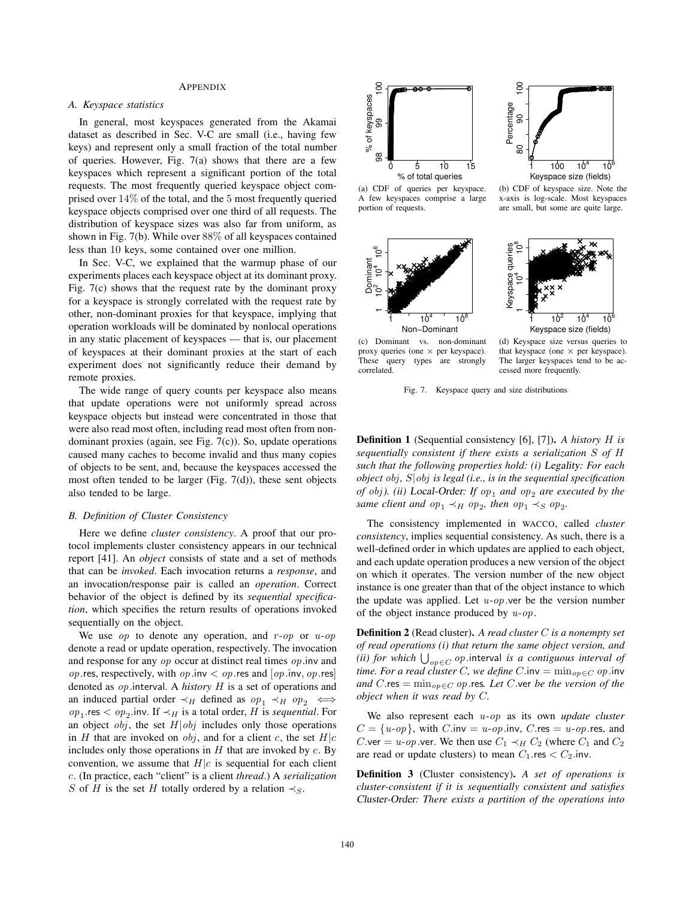## Appendix

### A. Keyspace statistics

In general, most keyspaces generated from the Akamai dataset as described in Sec. V-C are small (i.e., having few keys) and represent only a small fraction of the total number of queries. However, Fig. 7(a) shows that there are a few keyspaces which represent a significant portion of the total requests. The most frequently queried keyspace object comprised over 14% of the total, and the 5 most frequently queried keyspace objects comprised over one third of all requests. The distribution of keyspace sizes was also far from uniform, as shown in Fig. 7(b). While over 88% of all keyspaces contained less than 10 keys, some contained over one million.

In Sec. V-C, we explained that the warmup phase of our experiments places each keyspace object at its dominant proxy. Fig. 7(c) shows that the request rate by the dominant proxy for a keyspace is strongly correlated with the request rate by other, non-dominant proxies for that keyspace, implying that operation workloads will be dominated by nonlocal operations in any static placement of keyspaces — that is, our placement of keyspaces at their dominant proxies at the start of each experiment does not significantly reduce their demand by remote proxies.

The wide range of query counts per keyspace also means that update operations were not uniformly spread across keyspace objects but instead were concentrated in those that were also read most often, including read most often from non-dominant proxies (again, see Fig. 7(c)). So, update operations caused many caches to become invalid and thus many copies of objects to be sent, and, because the keyspaces accessed the most often tended to be larger (Fig. 7(d)), these sent objects also tended to be large.

(a) CDF of queries per keyspace. A few keyspaces comprise a large portion of requests.

(b) CDF of keyspace size. Note the x-axis is log-scale. Most keyspaces are small, but some are quite large.

(c) Dominant vs. non-dominant proxy queries (one × per keyspace). These query types are strongly correlated.

(d) Keyspace size versus queries to that keyspace (one × per keyspace). The larger keyspaces tend to be accessed more frequently.

Fig. 7. Keyspace query and size distributions

### B. Definition of Cluster Consistency

Here we define *cluster consistency*. A proof that our protocol implements cluster consistency appears in our technical report [41]. An *object* consists of state and a set of methods that can be *invoked*. Each invocation returns a *response*, and an invocation/response pair is called an *operation*. Correct behavior of the object is defined by its *sequential specification*, which specifies the return results of operations invoked sequentially on the object.

We use $op$ to denote any operation, and $r\text{-}op$ or $u\text{-}op$ denote a read or update operation, respectively. The invocation and response for any $op$ occur at distinct real times $op.\mathsf{inv}$ and $op.\mathsf{res}$, respectively, with $op.\mathsf{inv} < op.\mathsf{res}$ and $[op.\mathsf{inv}, op.\mathsf{res}]$ denoted as $op.\mathsf{interval}$. A *history* $H$ is a set of operations and an induced partial order $\prec_H$ defined as $op_1 \prec_H op_2 \iff op_1.\mathsf{res} < op_2.\mathsf{inv}$. If $\prec_H$ is a total order, $H$ is *sequential*. For an object $obj$, the set $H|obj$ includes only those operations in $H$ that are invoked on $obj$, and for a client $c$, the set $H|c$ includes only those operations in $H$ that are invoked by $c$. By convention, we assume that $H|c$ is sequential for each client $c$. (In practice, each "client" is a client *thread*.) A *serialization* $S$ of $H$ is the set $H$ totally ordered by a relation $\prec_S$.

**Definition 1** (Sequential consistency [6], [7])**.** *A history $H$ is sequentially consistent if there exists a serialization $S$ of $H$ such that the following properties hold: (i)* Legality*: For each object $obj$, $S|obj$ is legal (i.e., is in the sequential specification of $obj$). (ii)* Local-Order*: If $op_1$ and $op_2$ are executed by the same client and $op_1 \prec_H op_2$, then $op_1 \prec_S op_2$.*

The consistency implemented in WACCO, called *cluster consistency*, implies sequential consistency. As such, there is a well-defined order in which updates are applied to each object, and each update operation produces a new version of the object on which it operates. The version number of the new object instance is one greater than that of the object instance to which the update was applied. Let $u\text{-}op.\mathsf{ver}$ be the version number of the object instance produced by $u\text{-}op$.

**Definition 2** (Read cluster)**.** *A read cluster $C$ is a nonempty set of read operations (i) that return the same object version, and (ii) for which $\bigcup_{op \in C} op.\mathsf{interval}$ is a contiguous interval of time. For a read cluster $C$, we define $C.\mathsf{inv} = \min_{op \in C} op.\mathsf{inv}$ and $C.\mathsf{res} = \min_{op \in C} op.\mathsf{res}$. Let $C.\mathsf{ver}$ be the version of the object when it was read by $C$.*

We also represent each $u\text{-}op$ as its own *update cluster* $C = \{u\text{-}op\}$, with $C.\mathsf{inv} = u\text{-}op.\mathsf{inv}$, $C.\mathsf{res} = u\text{-}op.\mathsf{res}$, and $C.\mathsf{ver} = u\text{-}op.\mathsf{ver}$. We then use $C_1 \prec_H C_2$ (where $C_1$ and $C_2$ are read or update clusters) to mean $C_1.\mathsf{res} < C_2.\mathsf{inv}$.

**Definition 3** (Cluster consistency)**.** *A set of operations is cluster-consistent if it is sequentially consistent and satisfies* Cluster-Order*: There exists a partition of the operations into*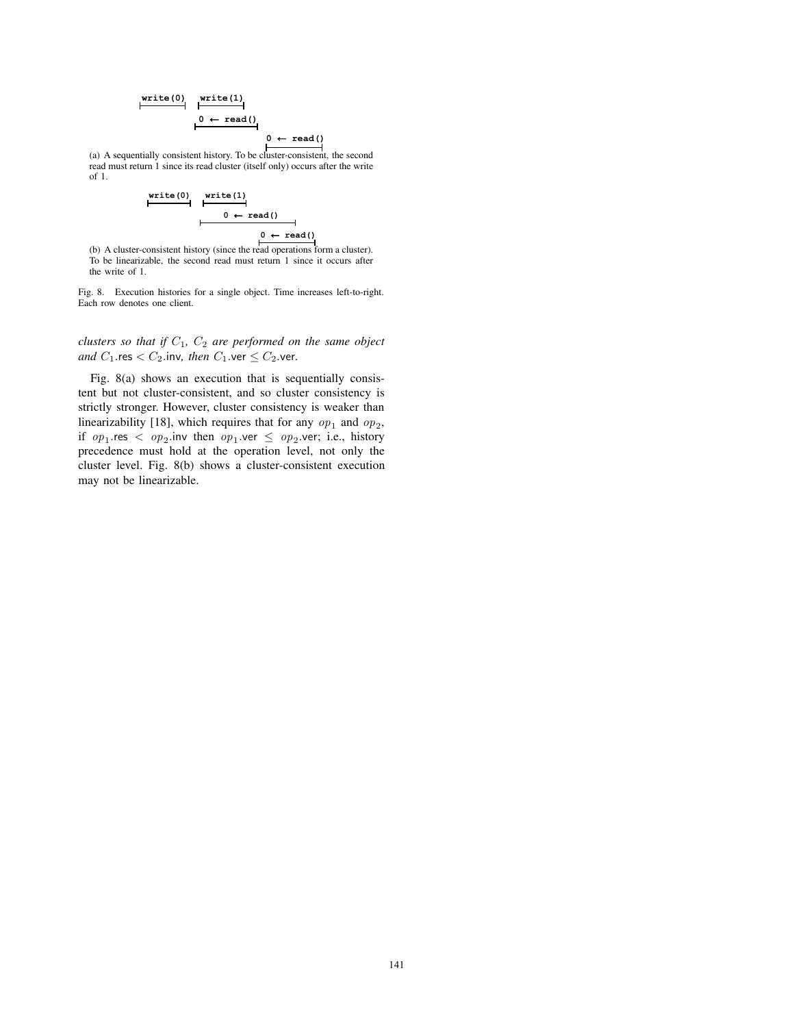write(0) write(1)

0 ← read()

0 ← read()

(a) A sequentially consistent history. To be cluster-consistent, the second read must return 1 since its read cluster (itself only) occurs after the write of 1.

write(0) write(1)

0 ← read()

0 ← read()

(b) A cluster-consistent history (since the read operations form a cluster). To be linearizable, the second read must return 1 since it occurs after the write of 1.

Fig. 8. Execution histories for a single object. Time increases left-to-right. Each row denotes one client.

*clusters so that if $C_1$, $C_2$ are performed on the same object and $C_1$.res $< C_2$.inv, then $C_1$.ver $\leq C_2$.ver.*

Fig. 8(a) shows an execution that is sequentially consistent but not cluster-consistent, and so cluster consistency is strictly stronger. However, cluster consistency is weaker than linearizability [18], which requires that for any $op_1$ and $op_2$, if $op_1$.res $<$ $op_2$.inv then $op_1$.ver $\leq$ $op_2$.ver; i.e., history precedence must hold at the operation level, not only the cluster level. Fig. 8(b) shows a cluster-consistent execution may not be linearizable.